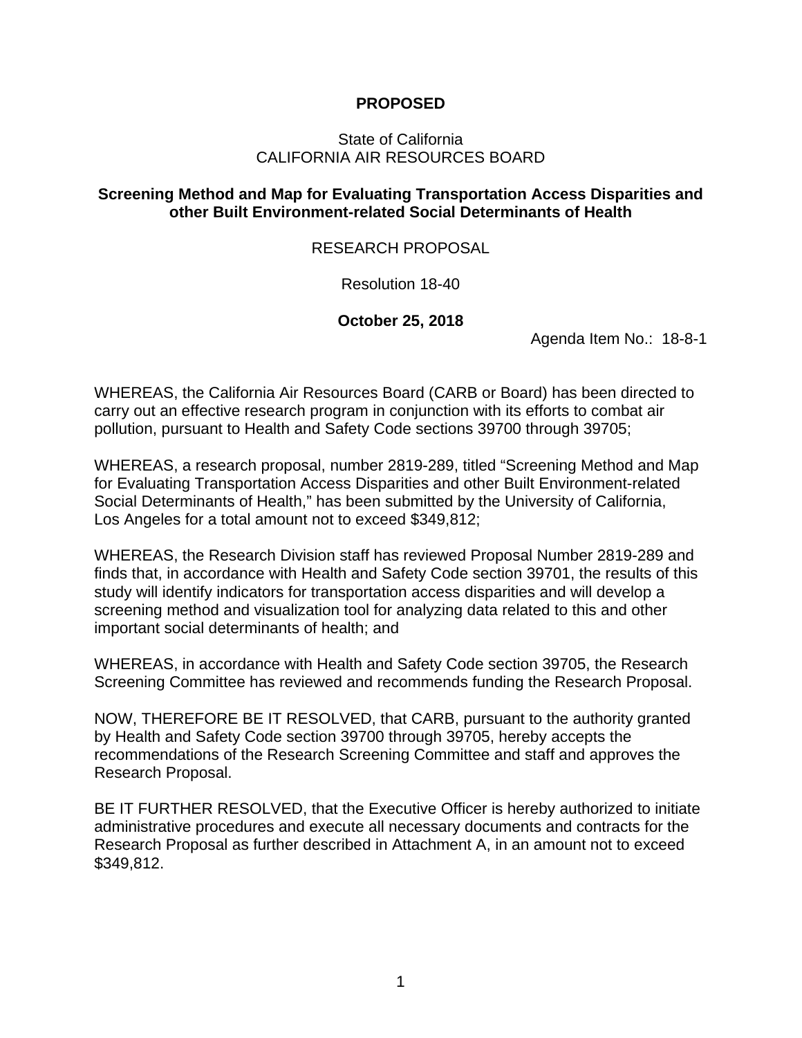**PROPOSED**

State of California
CALIFORNIA AIR RESOURCES BOARD

**Screening Method and Map for Evaluating Transportation Access Disparities and other Built Environment-related Social Determinants of Health**

RESEARCH PROPOSAL

Resolution 18-40

**October 25, 2018**

Agenda Item No.: 18-8-1

WHEREAS, the California Air Resources Board (CARB or Board) has been directed to carry out an effective research program in conjunction with its efforts to combat air pollution, pursuant to Health and Safety Code sections 39700 through 39705;

WHEREAS, a research proposal, number 2819-289, titled "Screening Method and Map for Evaluating Transportation Access Disparities and other Built Environment-related Social Determinants of Health," has been submitted by the University of California, Los Angeles for a total amount not to exceed $349,812;

WHEREAS, the Research Division staff has reviewed Proposal Number 2819-289 and finds that, in accordance with Health and Safety Code section 39701, the results of this study will identify indicators for transportation access disparities and will develop a screening method and visualization tool for analyzing data related to this and other important social determinants of health; and

WHEREAS, in accordance with Health and Safety Code section 39705, the Research Screening Committee has reviewed and recommends funding the Research Proposal.

NOW, THEREFORE BE IT RESOLVED, that CARB, pursuant to the authority granted by Health and Safety Code section 39700 through 39705, hereby accepts the recommendations of the Research Screening Committee and staff and approves the Research Proposal.

BE IT FURTHER RESOLVED, that the Executive Officer is hereby authorized to initiate administrative procedures and execute all necessary documents and contracts for the Research Proposal as further described in Attachment A, in an amount not to exceed $349,812.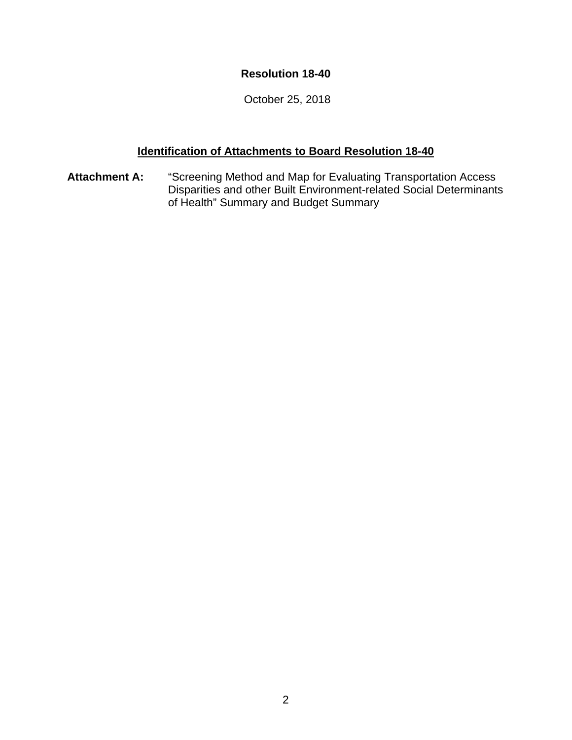**Resolution 18-40**

October 25, 2018

**Identification of Attachments to Board Resolution 18-40**

**Attachment A:** "Screening Method and Map for Evaluating Transportation Access Disparities and other Built Environment-related Social Determinants of Health" Summary and Budget Summary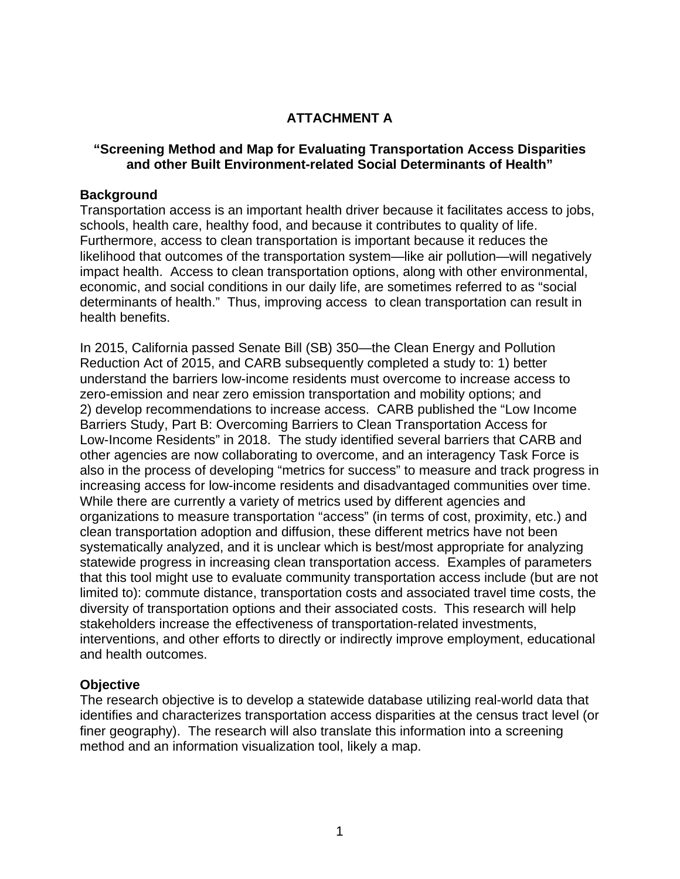# ATTACHMENT A

## "Screening Method and Map for Evaluating Transportation Access Disparities and other Built Environment-related Social Determinants of Health"

### Background

Transportation access is an important health driver because it facilitates access to jobs, schools, health care, healthy food, and because it contributes to quality of life. Furthermore, access to clean transportation is important because it reduces the likelihood that outcomes of the transportation system—like air pollution—will negatively impact health. Access to clean transportation options, along with other environmental, economic, and social conditions in our daily life, are sometimes referred to as "social determinants of health." Thus, improving access to clean transportation can result in health benefits.

In 2015, California passed Senate Bill (SB) 350—the Clean Energy and Pollution Reduction Act of 2015, and CARB subsequently completed a study to: 1) better understand the barriers low-income residents must overcome to increase access to zero-emission and near zero emission transportation and mobility options; and 2) develop recommendations to increase access. CARB published the "Low Income Barriers Study, Part B: Overcoming Barriers to Clean Transportation Access for Low-Income Residents" in 2018. The study identified several barriers that CARB and other agencies are now collaborating to overcome, and an interagency Task Force is also in the process of developing "metrics for success" to measure and track progress in increasing access for low-income residents and disadvantaged communities over time. While there are currently a variety of metrics used by different agencies and organizations to measure transportation "access" (in terms of cost, proximity, etc.) and clean transportation adoption and diffusion, these different metrics have not been systematically analyzed, and it is unclear which is best/most appropriate for analyzing statewide progress in increasing clean transportation access. Examples of parameters that this tool might use to evaluate community transportation access include (but are not limited to): commute distance, transportation costs and associated travel time costs, the diversity of transportation options and their associated costs. This research will help stakeholders increase the effectiveness of transportation-related investments, interventions, and other efforts to directly or indirectly improve employment, educational and health outcomes.

### Objective

The research objective is to develop a statewide database utilizing real-world data that identifies and characterizes transportation access disparities at the census tract level (or finer geography). The research will also translate this information into a screening method and an information visualization tool, likely a map.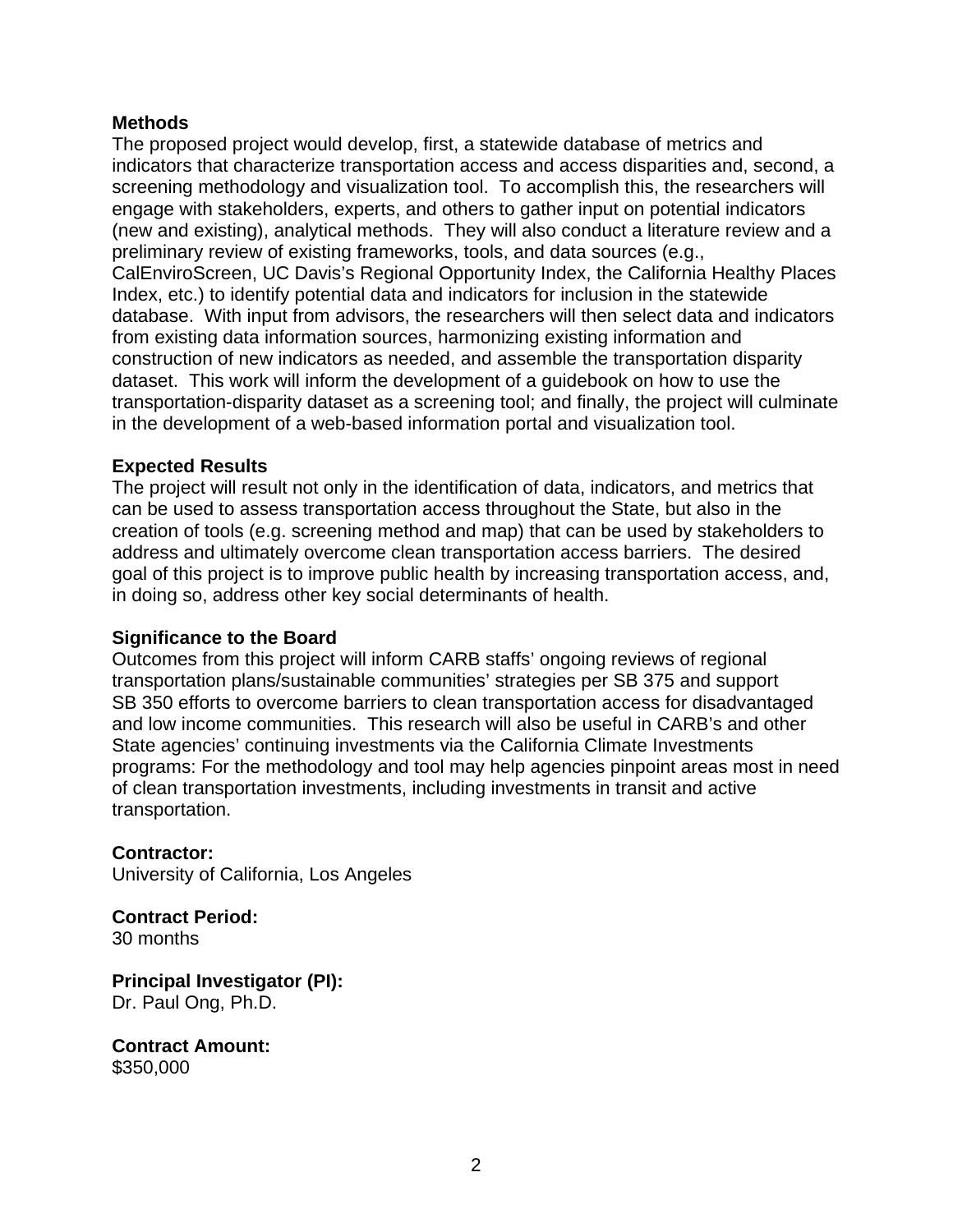**Methods**

The proposed project would develop, first, a statewide database of metrics and indicators that characterize transportation access and access disparities and, second, a screening methodology and visualization tool. To accomplish this, the researchers will engage with stakeholders, experts, and others to gather input on potential indicators (new and existing), analytical methods. They will also conduct a literature review and a preliminary review of existing frameworks, tools, and data sources (e.g., CalEnviroScreen, UC Davis's Regional Opportunity Index, the California Healthy Places Index, etc.) to identify potential data and indicators for inclusion in the statewide database. With input from advisors, the researchers will then select data and indicators from existing data information sources, harmonizing existing information and construction of new indicators as needed, and assemble the transportation disparity dataset. This work will inform the development of a guidebook on how to use the transportation-disparity dataset as a screening tool; and finally, the project will culminate in the development of a web-based information portal and visualization tool.

**Expected Results**

The project will result not only in the identification of data, indicators, and metrics that can be used to assess transportation access throughout the State, but also in the creation of tools (e.g. screening method and map) that can be used by stakeholders to address and ultimately overcome clean transportation access barriers. The desired goal of this project is to improve public health by increasing transportation access, and, in doing so, address other key social determinants of health.

**Significance to the Board**

Outcomes from this project will inform CARB staffs' ongoing reviews of regional transportation plans/sustainable communities' strategies per SB 375 and support SB 350 efforts to overcome barriers to clean transportation access for disadvantaged and low income communities. This research will also be useful in CARB's and other State agencies' continuing investments via the California Climate Investments programs: For the methodology and tool may help agencies pinpoint areas most in need of clean transportation investments, including investments in transit and active transportation.

**Contractor:**
University of California, Los Angeles

**Contract Period:**
30 months

**Principal Investigator (PI):**
Dr. Paul Ong, Ph.D.

**Contract Amount:**
$350,000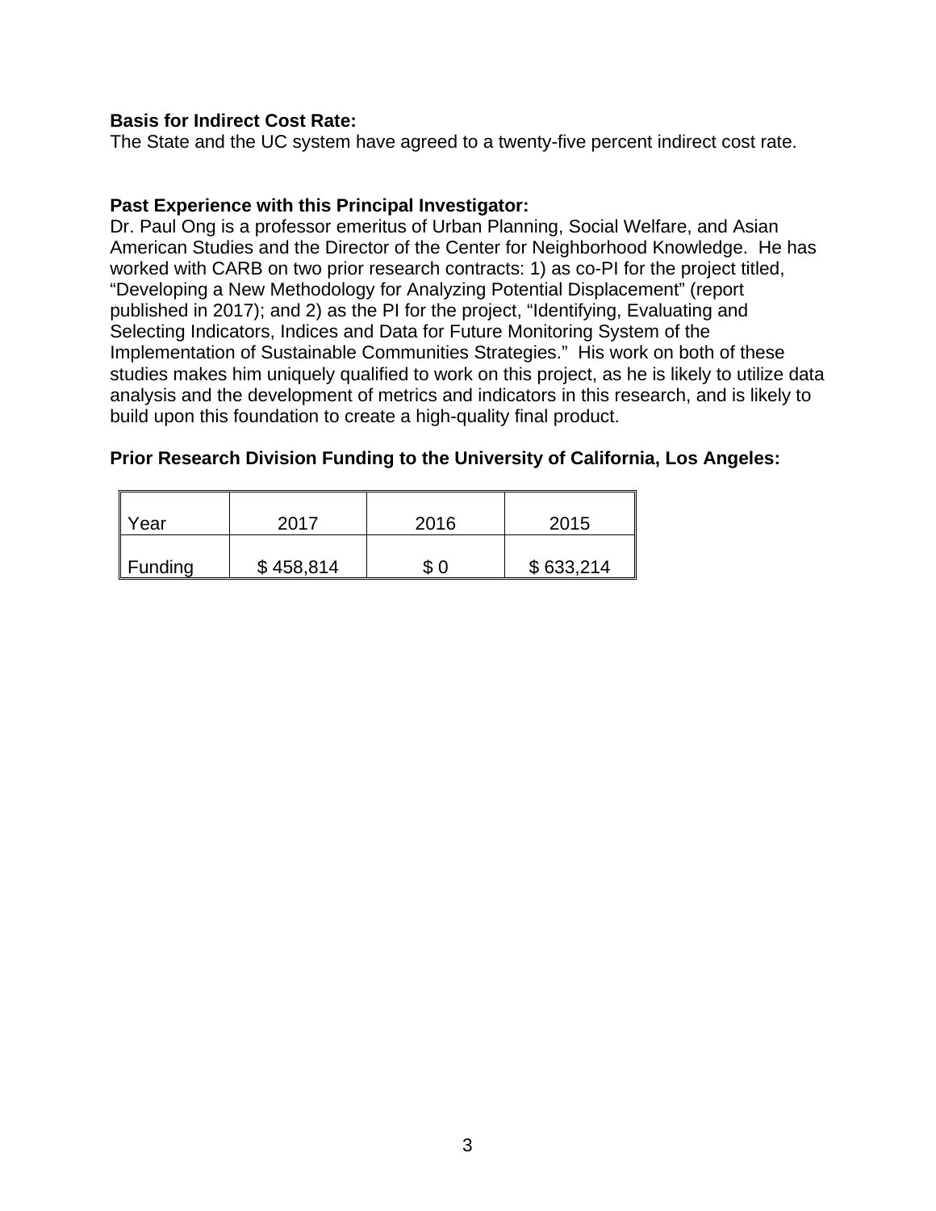**Basis for Indirect Cost Rate:**
The State and the UC system have agreed to a twenty-five percent indirect cost rate.

**Past Experience with this Principal Investigator:**
Dr. Paul Ong is a professor emeritus of Urban Planning, Social Welfare, and Asian American Studies and the Director of the Center for Neighborhood Knowledge. He has worked with CARB on two prior research contracts: 1) as co-PI for the project titled, "Developing a New Methodology for Analyzing Potential Displacement" (report published in 2017); and 2) as the PI for the project, "Identifying, Evaluating and Selecting Indicators, Indices and Data for Future Monitoring System of the Implementation of Sustainable Communities Strategies." His work on both of these studies makes him uniquely qualified to work on this project, as he is likely to utilize data analysis and the development of metrics and indicators in this research, and is likely to build upon this foundation to create a high-quality final product.

**Prior Research Division Funding to the University of California, Los Angeles:**

| Year | 2017 | 2016 | 2015 |
|---|---|---|---|
| Funding | $ 458,814 | $ 0 | $ 633,214 |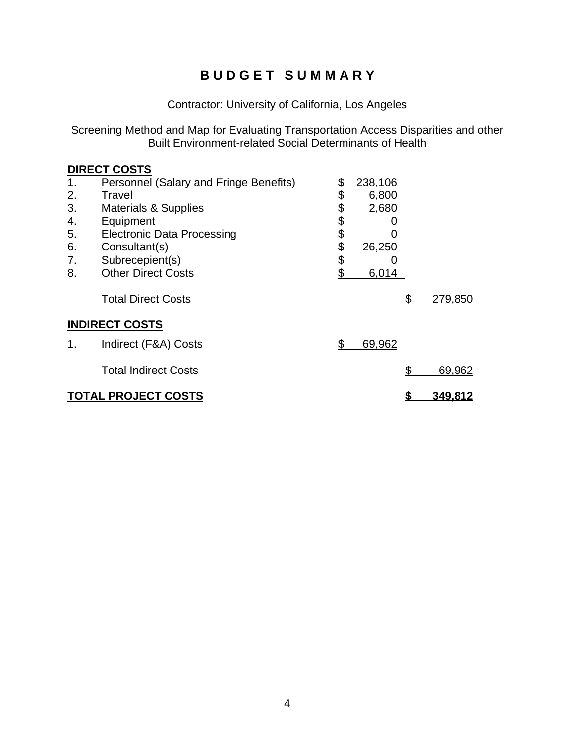# BUDGET SUMMARY

Contractor: University of California, Los Angeles

Screening Method and Map for Evaluating Transportation Access Disparities and other Built Environment-related Social Determinants of Health

| | | | |
|---|---|---|---|
| **DIRECT COSTS** | | | |
| 1. | Personnel (Salary and Fringe Benefits) | $ 238,106 | |
| 2. | Travel | $ 6,800 | |
| 3. | Materials & Supplies | $ 2,680 | |
| 4. | Equipment | $ 0 | |
| 5. | Electronic Data Processing | $ 0 | |
| 6. | Consultant(s) | $ 26,250 | |
| 7. | Subrecepient(s) | $ 0 | |
| 8. | Other Direct Costs | $ 6,014 | |
| | Total Direct Costs | | $ 279,850 |
| **INDIRECT COSTS** | | | |
| 1. | Indirect (F&A) Costs | $ 69,962 | |
| | Total Indirect Costs | | $ 69,962 |
| **TOTAL PROJECT COSTS** | | | **$ 349,812** |